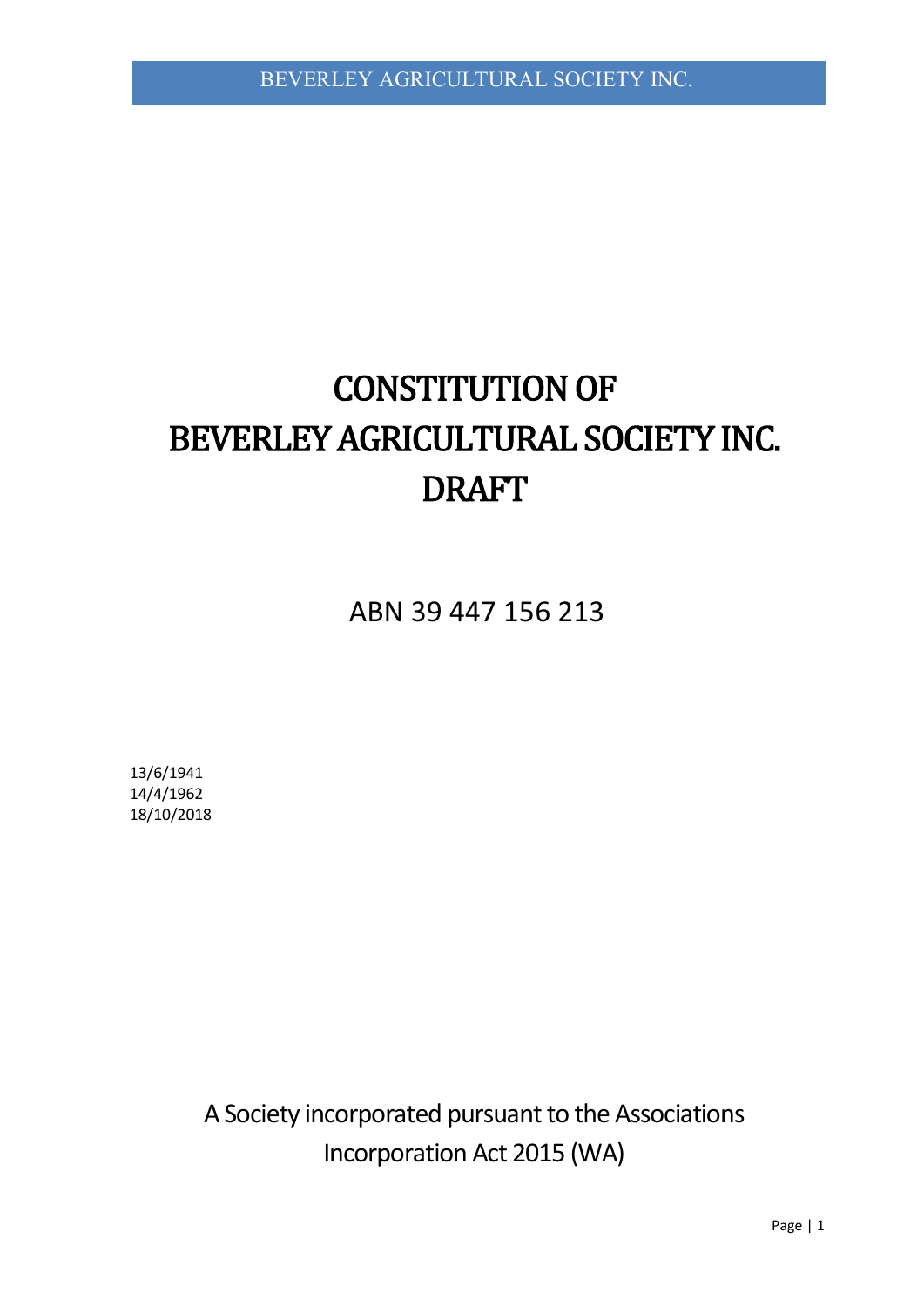# CONSTITUTION OF BEVERLEY AGRICULTURAL SOCIETY INC. DRAFT

ABN 39 447 156 213

~~13/6/1941~~
~~14/4/1962~~
18/10/2018

A Society incorporated pursuant to the Associations Incorporation Act 2015 (WA)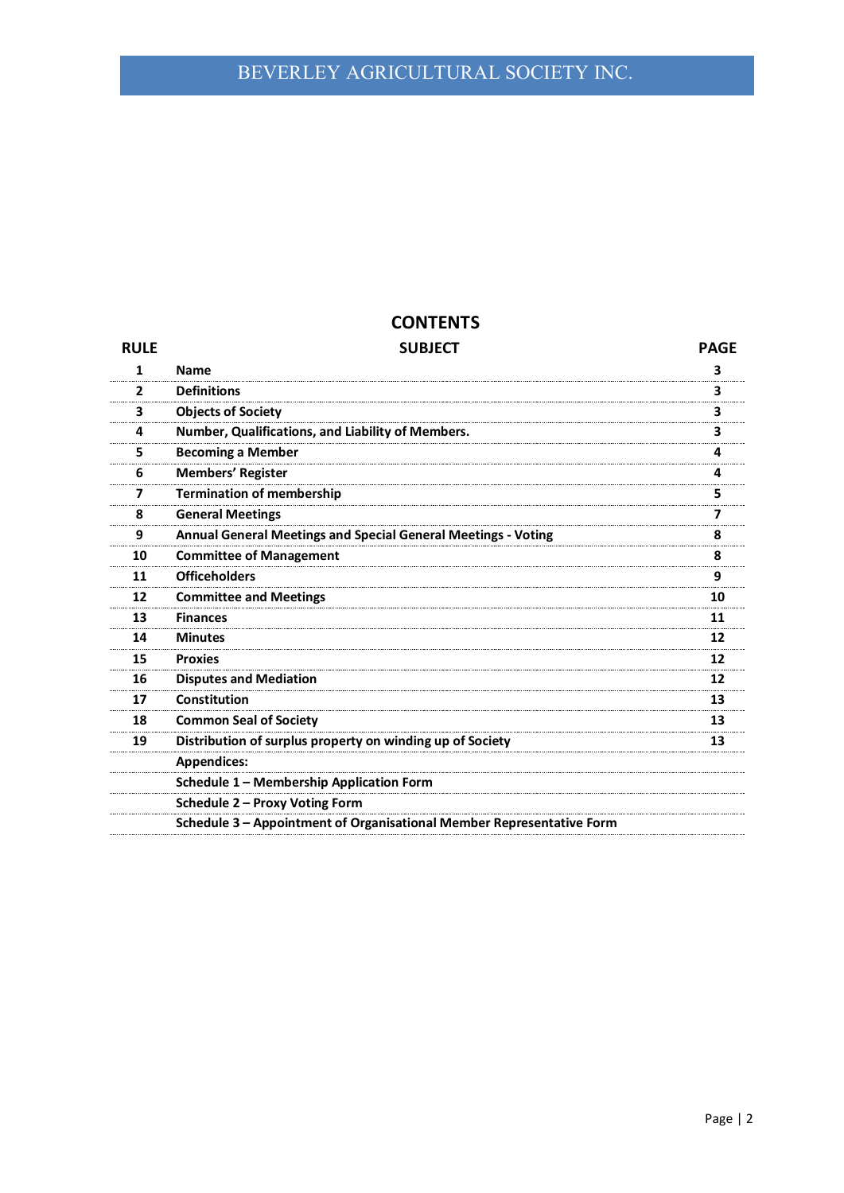## CONTENTS

| RULE | SUBJECT | PAGE |
|---|---|---|
| 1 | **Name** | 3 |
| 2 | **Definitions** | 3 |
| 3 | **Objects of Society** | 3 |
| 4 | **Number, Qualifications, and Liability of Members.** | 3 |
| 5 | **Becoming a Member** | 4 |
| 6 | **Members' Register** | 4 |
| 7 | **Termination of membership** | 5 |
| 8 | **General Meetings** | 7 |
| 9 | **Annual General Meetings and Special General Meetings - Voting** | 8 |
| 10 | **Committee of Management** | 8 |
| 11 | **Officeholders** | 9 |
| 12 | **Committee and Meetings** | 10 |
| 13 | **Finances** | 11 |
| 14 | **Minutes** | 12 |
| 15 | **Proxies** | 12 |
| 16 | **Disputes and Mediation** | 12 |
| 17 | **Constitution** | 13 |
| 18 | **Common Seal of Society** | 13 |
| 19 | **Distribution of surplus property on winding up of Society** | 13 |
| | **Appendices:** | |
| | **Schedule 1 – Membership Application Form** | |
| | **Schedule 2 – Proxy Voting Form** | |
| | **Schedule 3 – Appointment of Organisational Member Representative Form** | |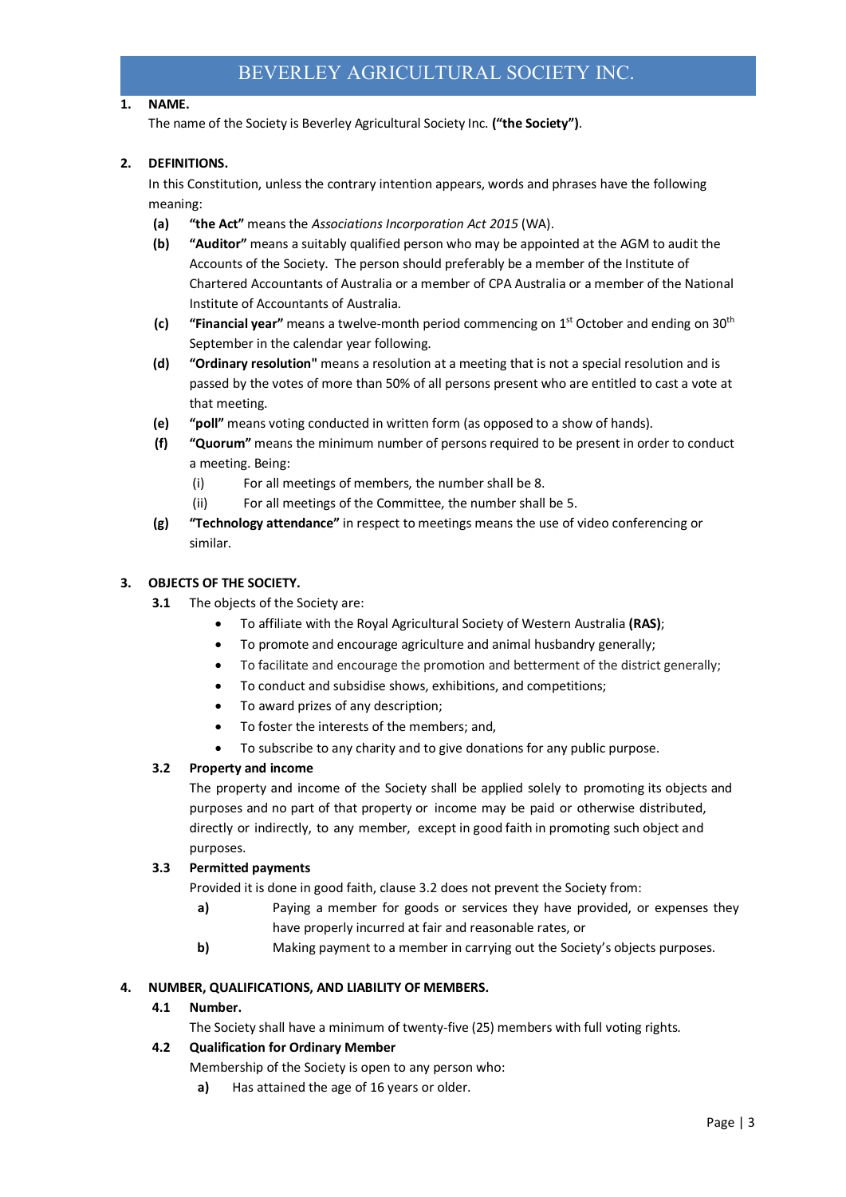# BEVERLEY AGRICULTURAL SOCIETY INC.

**1. NAME.**

The name of the Society is Beverley Agricultural Society Inc. **("the Society")**.

**2. DEFINITIONS.**

In this Constitution, unless the contrary intention appears, words and phrases have the following meaning:

- **(a)** **"the Act"** means the *Associations Incorporation Act 2015* (WA).
- **(b)** **"Auditor"** means a suitably qualified person who may be appointed at the AGM to audit the Accounts of the Society. The person should preferably be a member of the Institute of Chartered Accountants of Australia or a member of CPA Australia or a member of the National Institute of Accountants of Australia.
- **(c)** **"Financial year"** means a twelve-month period commencing on 1st October and ending on 30th September in the calendar year following.
- **(d)** **"Ordinary resolution"** means a resolution at a meeting that is not a special resolution and is passed by the votes of more than 50% of all persons present who are entitled to cast a vote at that meeting.
- **(e)** **"poll"** means voting conducted in written form (as opposed to a show of hands).
- **(f)** **"Quorum"** means the minimum number of persons required to be present in order to conduct a meeting. Being:
  - (i) For all meetings of members, the number shall be 8.
  - (ii) For all meetings of the Committee, the number shall be 5.
- **(g)** **"Technology attendance"** in respect to meetings means the use of video conferencing or similar.

**3. OBJECTS OF THE SOCIETY.**

**3.1** The objects of the Society are:

- To affiliate with the Royal Agricultural Society of Western Australia **(RAS)**;
- To promote and encourage agriculture and animal husbandry generally;
- To facilitate and encourage the promotion and betterment of the district generally;
- To conduct and subsidise shows, exhibitions, and competitions;
- To award prizes of any description;
- To foster the interests of the members; and,
- To subscribe to any charity and to give donations for any public purpose.

**3.2 Property and income**

The property and income of the Society shall be applied solely to promoting its objects and purposes and no part of that property or income may be paid or otherwise distributed, directly or indirectly, to any member, except in good faith in promoting such object and purposes.

**3.3 Permitted payments**

Provided it is done in good faith, clause 3.2 does not prevent the Society from:

- **a)** Paying a member for goods or services they have provided, or expenses they have properly incurred at fair and reasonable rates, or
- **b)** Making payment to a member in carrying out the Society's objects purposes.

**4. NUMBER, QUALIFICATIONS, AND LIABILITY OF MEMBERS.**

**4.1 Number.**

The Society shall have a minimum of twenty-five (25) members with full voting rights.

**4.2 Qualification for Ordinary Member**

Membership of the Society is open to any person who:

- **a)** Has attained the age of 16 years or older.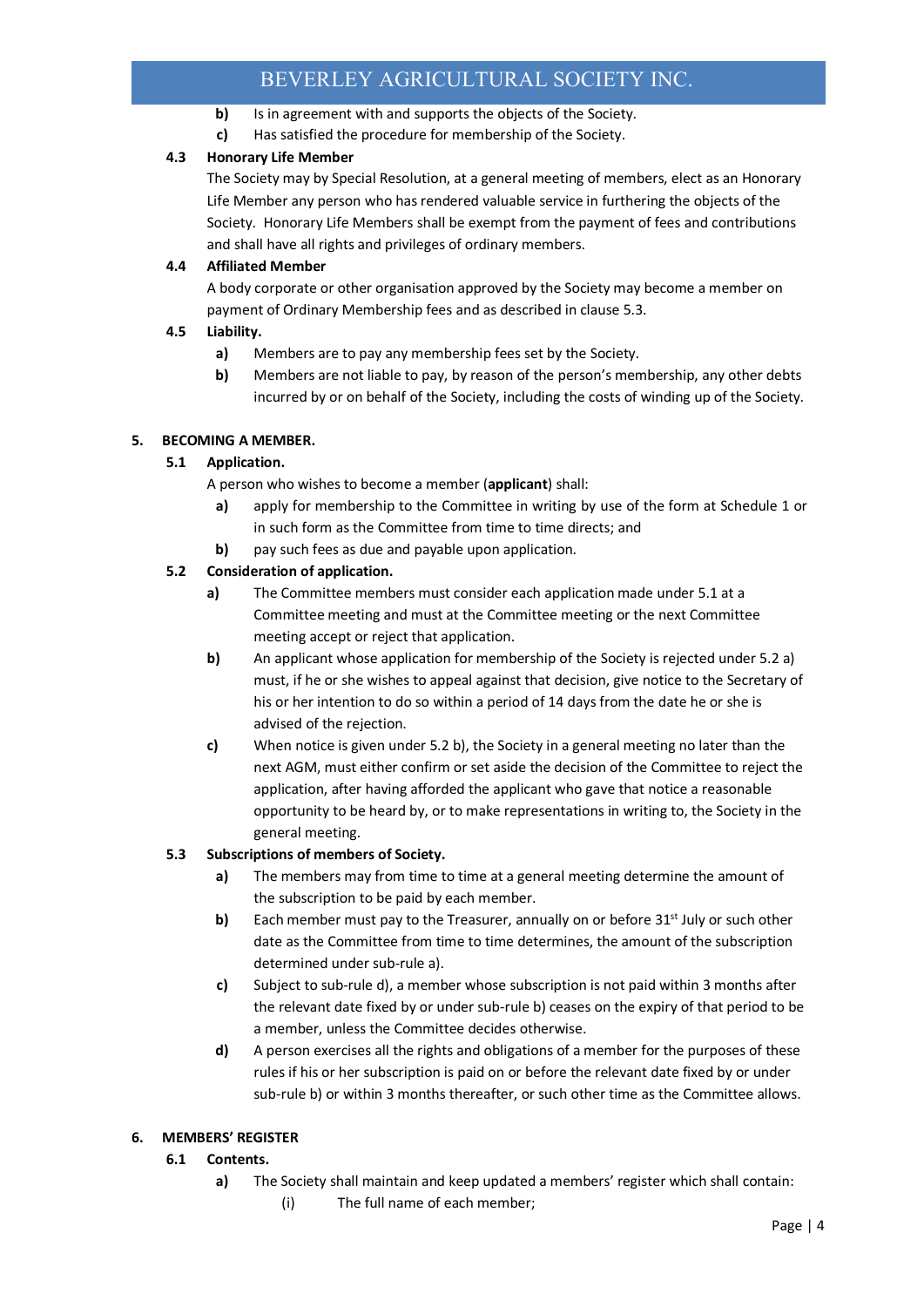- **b)** Is in agreement with and supports the objects of the Society.
- **c)** Has satisfied the procedure for membership of the Society.

**4.3 Honorary Life Member**

The Society may by Special Resolution, at a general meeting of members, elect as an Honorary Life Member any person who has rendered valuable service in furthering the objects of the Society. Honorary Life Members shall be exempt from the payment of fees and contributions and shall have all rights and privileges of ordinary members.

**4.4 Affiliated Member**

A body corporate or other organisation approved by the Society may become a member on payment of Ordinary Membership fees and as described in clause 5.3.

**4.5 Liability.**

- **a)** Members are to pay any membership fees set by the Society.
- **b)** Members are not liable to pay, by reason of the person's membership, any other debts incurred by or on behalf of the Society, including the costs of winding up of the Society.

## 5. BECOMING A MEMBER.

**5.1 Application.**

A person who wishes to become a member (**applicant**) shall:

- **a)** apply for membership to the Committee in writing by use of the form at Schedule 1 or in such form as the Committee from time to time directs; and
- **b)** pay such fees as due and payable upon application.

**5.2 Consideration of application.**

- **a)** The Committee members must consider each application made under 5.1 at a Committee meeting and must at the Committee meeting or the next Committee meeting accept or reject that application.
- **b)** An applicant whose application for membership of the Society is rejected under 5.2 a) must, if he or she wishes to appeal against that decision, give notice to the Secretary of his or her intention to do so within a period of 14 days from the date he or she is advised of the rejection.
- **c)** When notice is given under 5.2 b), the Society in a general meeting no later than the next AGM, must either confirm or set aside the decision of the Committee to reject the application, after having afforded the applicant who gave that notice a reasonable opportunity to be heard by, or to make representations in writing to, the Society in the general meeting.

**5.3 Subscriptions of members of Society.**

- **a)** The members may from time to time at a general meeting determine the amount of the subscription to be paid by each member.
- **b)** Each member must pay to the Treasurer, annually on or before 31st July or such other date as the Committee from time to time determines, the amount of the subscription determined under sub-rule a).
- **c)** Subject to sub-rule d), a member whose subscription is not paid within 3 months after the relevant date fixed by or under sub-rule b) ceases on the expiry of that period to be a member, unless the Committee decides otherwise.
- **d)** A person exercises all the rights and obligations of a member for the purposes of these rules if his or her subscription is paid on or before the relevant date fixed by or under sub-rule b) or within 3 months thereafter, or such other time as the Committee allows.

## 6. MEMBERS' REGISTER

**6.1 Contents.**

- **a)** The Society shall maintain and keep updated a members' register which shall contain:
  - (i) The full name of each member;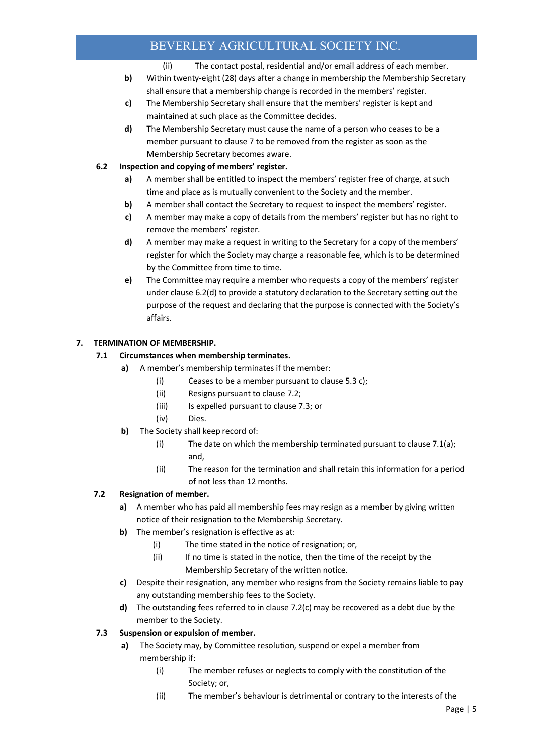(ii) The contact postal, residential and/or email address of each member.

**b)** Within twenty-eight (28) days after a change in membership the Membership Secretary shall ensure that a membership change is recorded in the members' register.

**c)** The Membership Secretary shall ensure that the members' register is kept and maintained at such place as the Committee decides.

**d)** The Membership Secretary must cause the name of a person who ceases to be a member pursuant to clause 7 to be removed from the register as soon as the Membership Secretary becomes aware.

**6.2 Inspection and copying of members' register.**

**a)** A member shall be entitled to inspect the members' register free of charge, at such time and place as is mutually convenient to the Society and the member.

**b)** A member shall contact the Secretary to request to inspect the members' register.

**c)** A member may make a copy of details from the members' register but has no right to remove the members' register.

**d)** A member may make a request in writing to the Secretary for a copy of the members' register for which the Society may charge a reasonable fee, which is to be determined by the Committee from time to time.

**e)** The Committee may require a member who requests a copy of the members' register under clause 6.2(d) to provide a statutory declaration to the Secretary setting out the purpose of the request and declaring that the purpose is connected with the Society's affairs.

## 7. TERMINATION OF MEMBERSHIP.

**7.1 Circumstances when membership terminates.**

**a)** A member's membership terminates if the member:

(i) Ceases to be a member pursuant to clause 5.3 c);

(ii) Resigns pursuant to clause 7.2;

(iii) Is expelled pursuant to clause 7.3; or

(iv) Dies.

**b)** The Society shall keep record of:

(i) The date on which the membership terminated pursuant to clause 7.1(a); and,

(ii) The reason for the termination and shall retain this information for a period of not less than 12 months.

**7.2 Resignation of member.**

**a)** A member who has paid all membership fees may resign as a member by giving written notice of their resignation to the Membership Secretary.

**b)** The member's resignation is effective as at:

(i) The time stated in the notice of resignation; or,

(ii) If no time is stated in the notice, then the time of the receipt by the Membership Secretary of the written notice.

**c)** Despite their resignation, any member who resigns from the Society remains liable to pay any outstanding membership fees to the Society.

**d)** The outstanding fees referred to in clause 7.2(c) may be recovered as a debt due by the member to the Society.

**7.3 Suspension or expulsion of member.**

**a)** The Society may, by Committee resolution, suspend or expel a member from membership if:

(i) The member refuses or neglects to comply with the constitution of the Society; or,

(ii) The member's behaviour is detrimental or contrary to the interests of the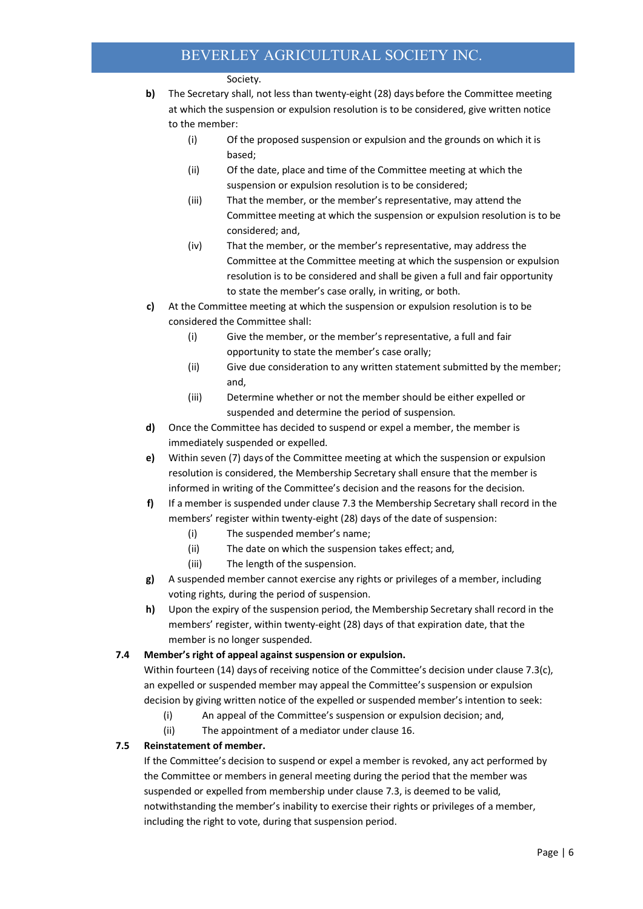Society.

**b)** The Secretary shall, not less than twenty-eight (28) days before the Committee meeting at which the suspension or expulsion resolution is to be considered, give written notice to the member:

- (i) Of the proposed suspension or expulsion and the grounds on which it is based;
- (ii) Of the date, place and time of the Committee meeting at which the suspension or expulsion resolution is to be considered;
- (iii) That the member, or the member's representative, may attend the Committee meeting at which the suspension or expulsion resolution is to be considered; and,
- (iv) That the member, or the member's representative, may address the Committee at the Committee meeting at which the suspension or expulsion resolution is to be considered and shall be given a full and fair opportunity to state the member's case orally, in writing, or both.

**c)** At the Committee meeting at which the suspension or expulsion resolution is to be considered the Committee shall:

- (i) Give the member, or the member's representative, a full and fair opportunity to state the member's case orally;
- (ii) Give due consideration to any written statement submitted by the member; and,
- (iii) Determine whether or not the member should be either expelled or suspended and determine the period of suspension.

**d)** Once the Committee has decided to suspend or expel a member, the member is immediately suspended or expelled.

**e)** Within seven (7) days of the Committee meeting at which the suspension or expulsion resolution is considered, the Membership Secretary shall ensure that the member is informed in writing of the Committee's decision and the reasons for the decision.

**f)** If a member is suspended under clause 7.3 the Membership Secretary shall record in the members' register within twenty-eight (28) days of the date of suspension:

- (i) The suspended member's name;
- (ii) The date on which the suspension takes effect; and,
- (iii) The length of the suspension.

**g)** A suspended member cannot exercise any rights or privileges of a member, including voting rights, during the period of suspension.

**h)** Upon the expiry of the suspension period, the Membership Secretary shall record in the members' register, within twenty-eight (28) days of that expiration date, that the member is no longer suspended.

**7.4 Member's right of appeal against suspension or expulsion.**

Within fourteen (14) days of receiving notice of the Committee's decision under clause 7.3(c), an expelled or suspended member may appeal the Committee's suspension or expulsion decision by giving written notice of the expelled or suspended member's intention to seek:

- (i) An appeal of the Committee's suspension or expulsion decision; and,
- (ii) The appointment of a mediator under clause 16.

**7.5 Reinstatement of member.**

If the Committee's decision to suspend or expel a member is revoked, any act performed by the Committee or members in general meeting during the period that the member was suspended or expelled from membership under clause 7.3, is deemed to be valid, notwithstanding the member's inability to exercise their rights or privileges of a member, including the right to vote, during that suspension period.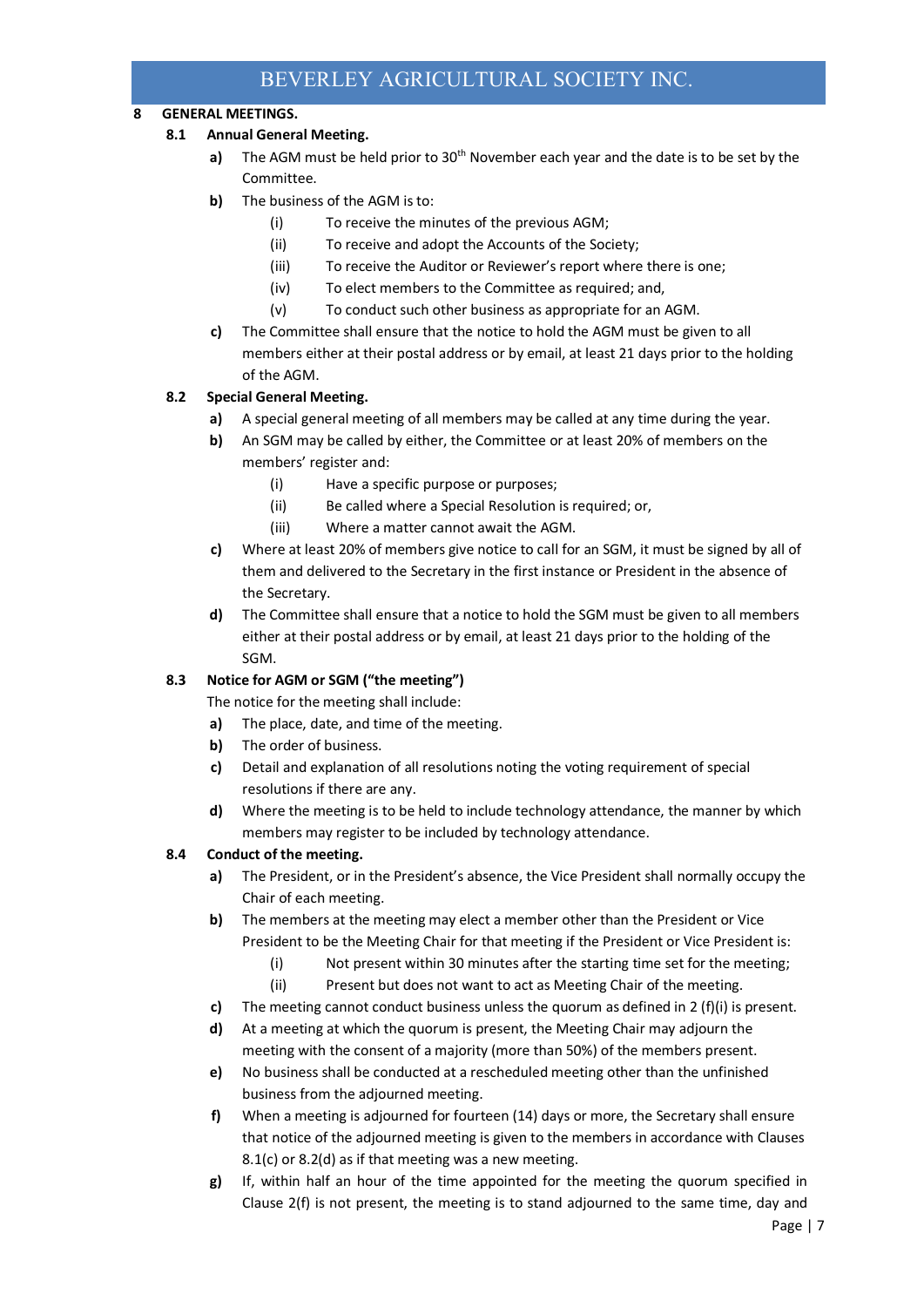## 8 GENERAL MEETINGS.

### 8.1 Annual General Meeting.

**a)** The AGM must be held prior to 30th November each year and the date is to be set by the Committee.

**b)** The business of the AGM is to:

- (i) To receive the minutes of the previous AGM;
- (ii) To receive and adopt the Accounts of the Society;
- (iii) To receive the Auditor or Reviewer's report where there is one;
- (iv) To elect members to the Committee as required; and,
- (v) To conduct such other business as appropriate for an AGM.

**c)** The Committee shall ensure that the notice to hold the AGM must be given to all members either at their postal address or by email, at least 21 days prior to the holding of the AGM.

### 8.2 Special General Meeting.

**a)** A special general meeting of all members may be called at any time during the year.

**b)** An SGM may be called by either, the Committee or at least 20% of members on the members' register and:

- (i) Have a specific purpose or purposes;
- (ii) Be called where a Special Resolution is required; or,
- (iii) Where a matter cannot await the AGM.

**c)** Where at least 20% of members give notice to call for an SGM, it must be signed by all of them and delivered to the Secretary in the first instance or President in the absence of the Secretary.

**d)** The Committee shall ensure that a notice to hold the SGM must be given to all members either at their postal address or by email, at least 21 days prior to the holding of the SGM.

### 8.3 Notice for AGM or SGM ("the meeting")

The notice for the meeting shall include:

**a)** The place, date, and time of the meeting.

**b)** The order of business.

**c)** Detail and explanation of all resolutions noting the voting requirement of special resolutions if there are any.

**d)** Where the meeting is to be held to include technology attendance, the manner by which members may register to be included by technology attendance.

### 8.4 Conduct of the meeting.

**a)** The President, or in the President's absence, the Vice President shall normally occupy the Chair of each meeting.

**b)** The members at the meeting may elect a member other than the President or Vice President to be the Meeting Chair for that meeting if the President or Vice President is:

- (i) Not present within 30 minutes after the starting time set for the meeting;
- (ii) Present but does not want to act as Meeting Chair of the meeting.

**c)** The meeting cannot conduct business unless the quorum as defined in 2 (f)(i) is present.

**d)** At a meeting at which the quorum is present, the Meeting Chair may adjourn the meeting with the consent of a majority (more than 50%) of the members present.

**e)** No business shall be conducted at a rescheduled meeting other than the unfinished business from the adjourned meeting.

**f)** When a meeting is adjourned for fourteen (14) days or more, the Secretary shall ensure that notice of the adjourned meeting is given to the members in accordance with Clauses 8.1(c) or 8.2(d) as if that meeting was a new meeting.

**g)** If, within half an hour of the time appointed for the meeting the quorum specified in Clause 2(f) is not present, the meeting is to stand adjourned to the same time, day and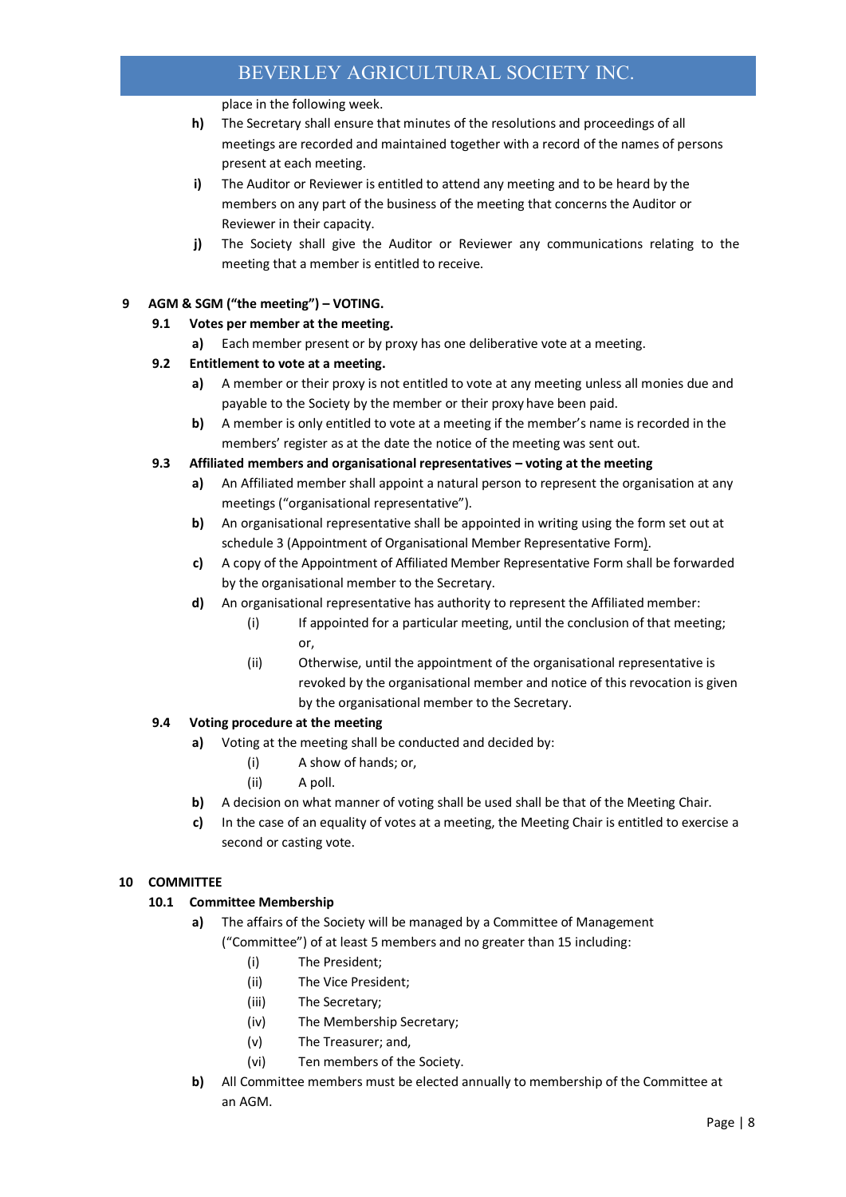place in the following week.

**h)** The Secretary shall ensure that minutes of the resolutions and proceedings of all meetings are recorded and maintained together with a record of the names of persons present at each meeting.

**i)** The Auditor or Reviewer is entitled to attend any meeting and to be heard by the members on any part of the business of the meeting that concerns the Auditor or Reviewer in their capacity.

**j)** The Society shall give the Auditor or Reviewer any communications relating to the meeting that a member is entitled to receive.

## 9 AGM & SGM ("the meeting") – VOTING.

### 9.1 Votes per member at the meeting.

**a)** Each member present or by proxy has one deliberative vote at a meeting.

### 9.2 Entitlement to vote at a meeting.

**a)** A member or their proxy is not entitled to vote at any meeting unless all monies due and payable to the Society by the member or their proxy have been paid.

**b)** A member is only entitled to vote at a meeting if the member's name is recorded in the members' register as at the date the notice of the meeting was sent out.

### 9.3 Affiliated members and organisational representatives – voting at the meeting

**a)** An Affiliated member shall appoint a natural person to represent the organisation at any meetings ("organisational representative").

**b)** An organisational representative shall be appointed in writing using the form set out at schedule 3 (Appointment of Organisational Member Representative Form).

**c)** A copy of the Appointment of Affiliated Member Representative Form shall be forwarded by the organisational member to the Secretary.

**d)** An organisational representative has authority to represent the Affiliated member:

- (i) If appointed for a particular meeting, until the conclusion of that meeting; or,
- (ii) Otherwise, until the appointment of the organisational representative is revoked by the organisational member and notice of this revocation is given by the organisational member to the Secretary.

### 9.4 Voting procedure at the meeting

**a)** Voting at the meeting shall be conducted and decided by:

- (i) A show of hands; or,
- (ii) A poll.

**b)** A decision on what manner of voting shall be used shall be that of the Meeting Chair.

**c)** In the case of an equality of votes at a meeting, the Meeting Chair is entitled to exercise a second or casting vote.

## 10 COMMITTEE

### 10.1 Committee Membership

**a)** The affairs of the Society will be managed by a Committee of Management ("Committee") of at least 5 members and no greater than 15 including:

- (i) The President;
- (ii) The Vice President;
- (iii) The Secretary;
- (iv) The Membership Secretary;
- (v) The Treasurer; and,
- (vi) Ten members of the Society.

**b)** All Committee members must be elected annually to membership of the Committee at an AGM.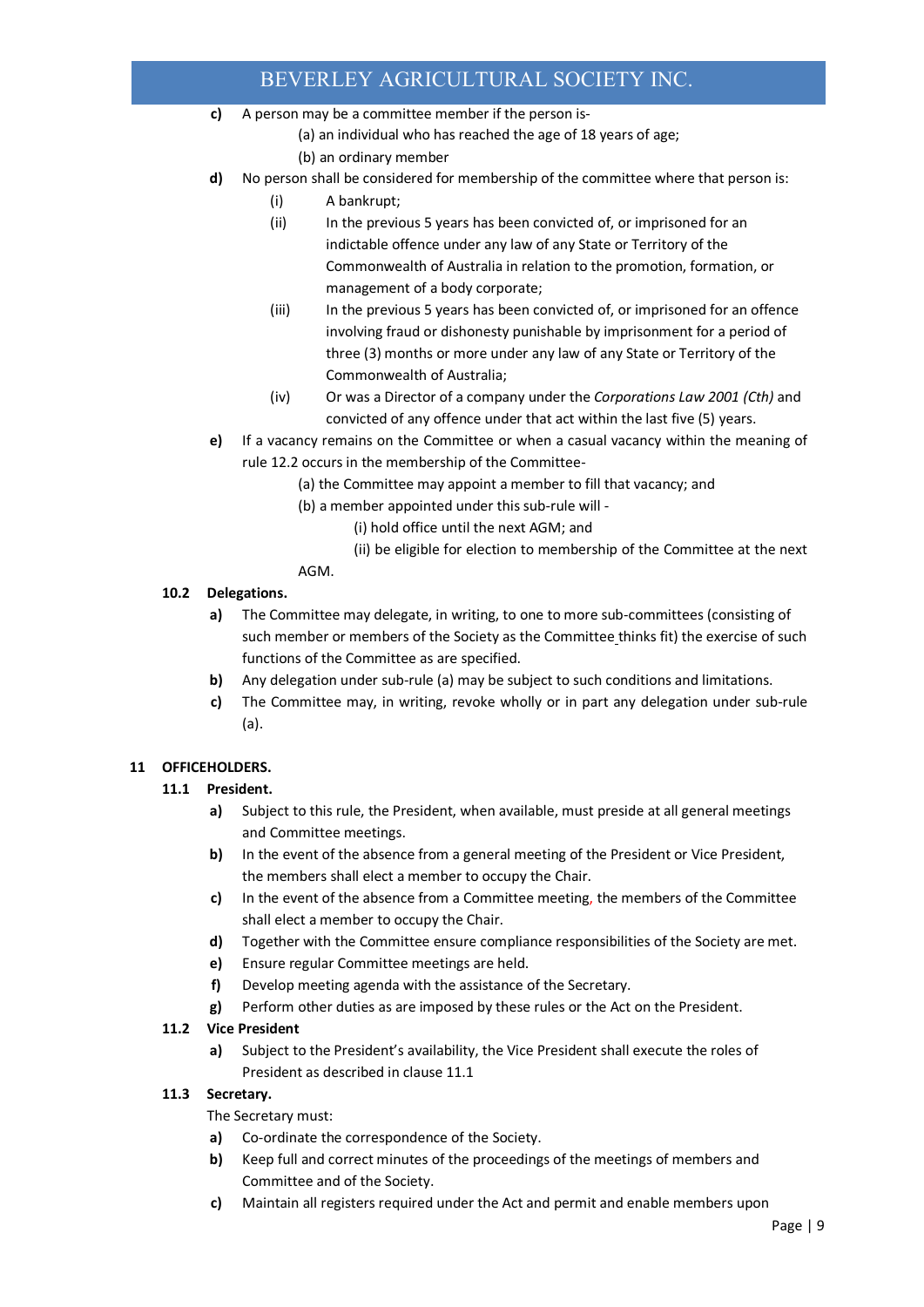**c)** A person may be a committee member if the person is-

(a) an individual who has reached the age of 18 years of age;

(b) an ordinary member

**d)** No person shall be considered for membership of the committee where that person is:

(i) A bankrupt;

(ii) In the previous 5 years has been convicted of, or imprisoned for an indictable offence under any law of any State or Territory of the Commonwealth of Australia in relation to the promotion, formation, or management of a body corporate;

(iii) In the previous 5 years has been convicted of, or imprisoned for an offence involving fraud or dishonesty punishable by imprisonment for a period of three (3) months or more under any law of any State or Territory of the Commonwealth of Australia;

(iv) Or was a Director of a company under the *Corporations Law 2001 (Cth)* and convicted of any offence under that act within the last five (5) years.

**e)** If a vacancy remains on the Committee or when a casual vacancy within the meaning of rule 12.2 occurs in the membership of the Committee-

(a) the Committee may appoint a member to fill that vacancy; and

(b) a member appointed under this sub-rule will -

(i) hold office until the next AGM; and

(ii) be eligible for election to membership of the Committee at the next AGM.

**10.2 Delegations.**

**a)** The Committee may delegate, in writing, to one to more sub-committees (consisting of such member or members of the Society as the Committee thinks fit) the exercise of such functions of the Committee as are specified.

**b)** Any delegation under sub-rule (a) may be subject to such conditions and limitations.

**c)** The Committee may, in writing, revoke wholly or in part any delegation under sub-rule (a).

## 11 OFFICEHOLDERS.

**11.1 President.**

**a)** Subject to this rule, the President, when available, must preside at all general meetings and Committee meetings.

**b)** In the event of the absence from a general meeting of the President or Vice President, the members shall elect a member to occupy the Chair.

**c)** In the event of the absence from a Committee meeting, the members of the Committee shall elect a member to occupy the Chair.

**d)** Together with the Committee ensure compliance responsibilities of the Society are met.

**e)** Ensure regular Committee meetings are held.

**f)** Develop meeting agenda with the assistance of the Secretary.

**g)** Perform other duties as are imposed by these rules or the Act on the President.

**11.2 Vice President**

**a)** Subject to the President's availability, the Vice President shall execute the roles of President as described in clause 11.1

**11.3 Secretary.**

The Secretary must:

**a)** Co-ordinate the correspondence of the Society.

**b)** Keep full and correct minutes of the proceedings of the meetings of members and Committee and of the Society.

**c)** Maintain all registers required under the Act and permit and enable members upon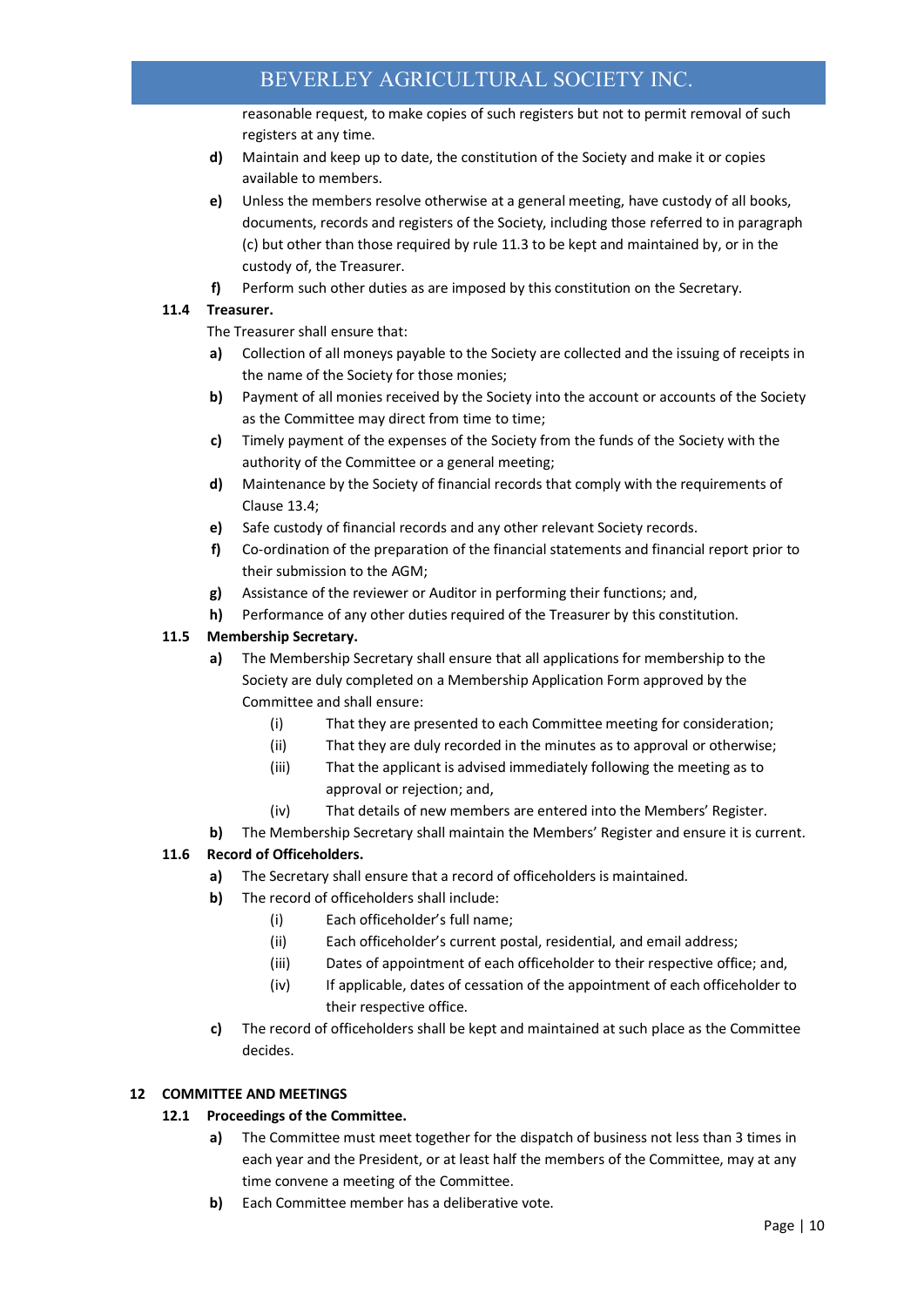reasonable request, to make copies of such registers but not to permit removal of such registers at any time.

**d)** Maintain and keep up to date, the constitution of the Society and make it or copies available to members.

**e)** Unless the members resolve otherwise at a general meeting, have custody of all books, documents, records and registers of the Society, including those referred to in paragraph (c) but other than those required by rule 11.3 to be kept and maintained by, or in the custody of, the Treasurer.

**f)** Perform such other duties as are imposed by this constitution on the Secretary.

### 11.4 Treasurer.

The Treasurer shall ensure that:

**a)** Collection of all moneys payable to the Society are collected and the issuing of receipts in the name of the Society for those monies;

**b)** Payment of all monies received by the Society into the account or accounts of the Society as the Committee may direct from time to time;

**c)** Timely payment of the expenses of the Society from the funds of the Society with the authority of the Committee or a general meeting;

**d)** Maintenance by the Society of financial records that comply with the requirements of Clause 13.4;

**e)** Safe custody of financial records and any other relevant Society records.

**f)** Co-ordination of the preparation of the financial statements and financial report prior to their submission to the AGM;

**g)** Assistance of the reviewer or Auditor in performing their functions; and,

**h)** Performance of any other duties required of the Treasurer by this constitution.

### 11.5 Membership Secretary.

**a)** The Membership Secretary shall ensure that all applications for membership to the Society are duly completed on a Membership Application Form approved by the Committee and shall ensure:

(i) That they are presented to each Committee meeting for consideration;

(ii) That they are duly recorded in the minutes as to approval or otherwise;

(iii) That the applicant is advised immediately following the meeting as to approval or rejection; and,

(iv) That details of new members are entered into the Members' Register.

**b)** The Membership Secretary shall maintain the Members' Register and ensure it is current.

### 11.6 Record of Officeholders.

**a)** The Secretary shall ensure that a record of officeholders is maintained.

**b)** The record of officeholders shall include:

(i) Each officeholder's full name;

(ii) Each officeholder's current postal, residential, and email address;

(iii) Dates of appointment of each officeholder to their respective office; and,

(iv) If applicable, dates of cessation of the appointment of each officeholder to their respective office.

**c)** The record of officeholders shall be kept and maintained at such place as the Committee decides.

## 12 COMMITTEE AND MEETINGS

### 12.1 Proceedings of the Committee.

**a)** The Committee must meet together for the dispatch of business not less than 3 times in each year and the President, or at least half the members of the Committee, may at any time convene a meeting of the Committee.

**b)** Each Committee member has a deliberative vote.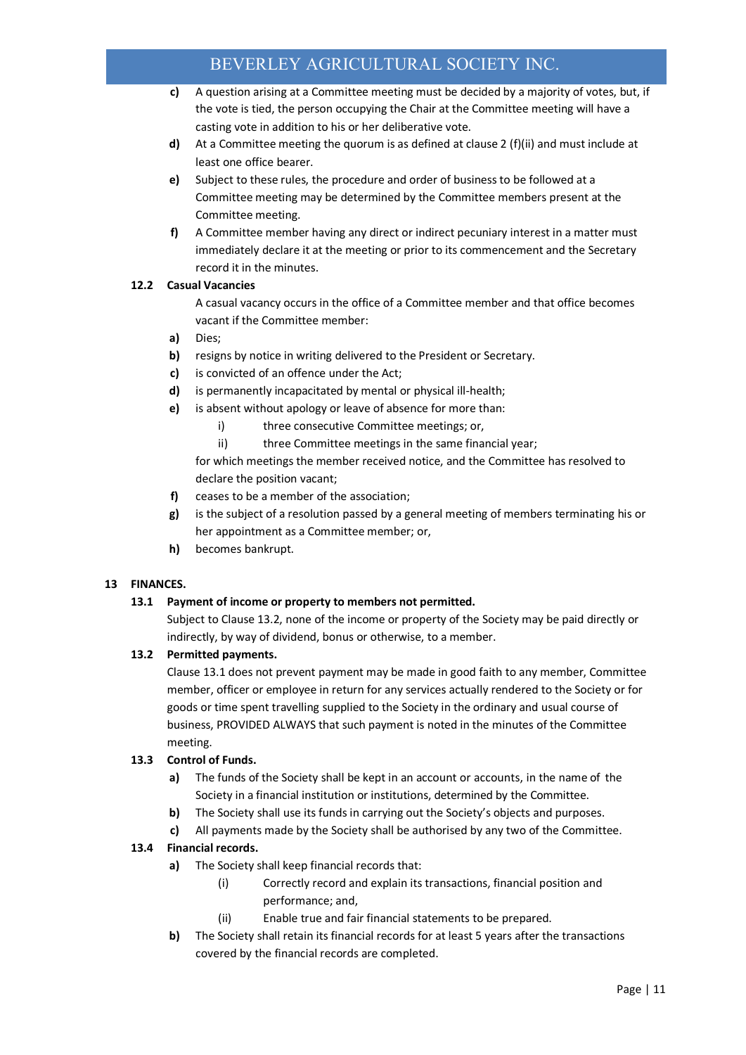c) A question arising at a Committee meeting must be decided by a majority of votes, but, if the vote is tied, the person occupying the Chair at the Committee meeting will have a casting vote in addition to his or her deliberative vote.

d) At a Committee meeting the quorum is as defined at clause 2 (f)(ii) and must include at least one office bearer.

e) Subject to these rules, the procedure and order of business to be followed at a Committee meeting may be determined by the Committee members present at the Committee meeting.

f) A Committee member having any direct or indirect pecuniary interest in a matter must immediately declare it at the meeting or prior to its commencement and the Secretary record it in the minutes.

**12.2 Casual Vacancies**

A casual vacancy occurs in the office of a Committee member and that office becomes vacant if the Committee member:

a) Dies;

b) resigns by notice in writing delivered to the President or Secretary.

c) is convicted of an offence under the Act;

d) is permanently incapacitated by mental or physical ill-health;

e) is absent without apology or leave of absence for more than:

  i) three consecutive Committee meetings; or,

  ii) three Committee meetings in the same financial year;

for which meetings the member received notice, and the Committee has resolved to declare the position vacant;

f) ceases to be a member of the association;

g) is the subject of a resolution passed by a general meeting of members terminating his or her appointment as a Committee member; or,

h) becomes bankrupt.

## 13 FINANCES.

**13.1 Payment of income or property to members not permitted.**

Subject to Clause 13.2, none of the income or property of the Society may be paid directly or indirectly, by way of dividend, bonus or otherwise, to a member.

**13.2 Permitted payments.**

Clause 13.1 does not prevent payment may be made in good faith to any member, Committee member, officer or employee in return for any services actually rendered to the Society or for goods or time spent travelling supplied to the Society in the ordinary and usual course of business, PROVIDED ALWAYS that such payment is noted in the minutes of the Committee meeting.

**13.3 Control of Funds.**

a) The funds of the Society shall be kept in an account or accounts, in the name of the Society in a financial institution or institutions, determined by the Committee.

b) The Society shall use its funds in carrying out the Society's objects and purposes.

c) All payments made by the Society shall be authorised by any two of the Committee.

**13.4 Financial records.**

a) The Society shall keep financial records that:

  (i) Correctly record and explain its transactions, financial position and performance; and,

  (ii) Enable true and fair financial statements to be prepared.

b) The Society shall retain its financial records for at least 5 years after the transactions covered by the financial records are completed.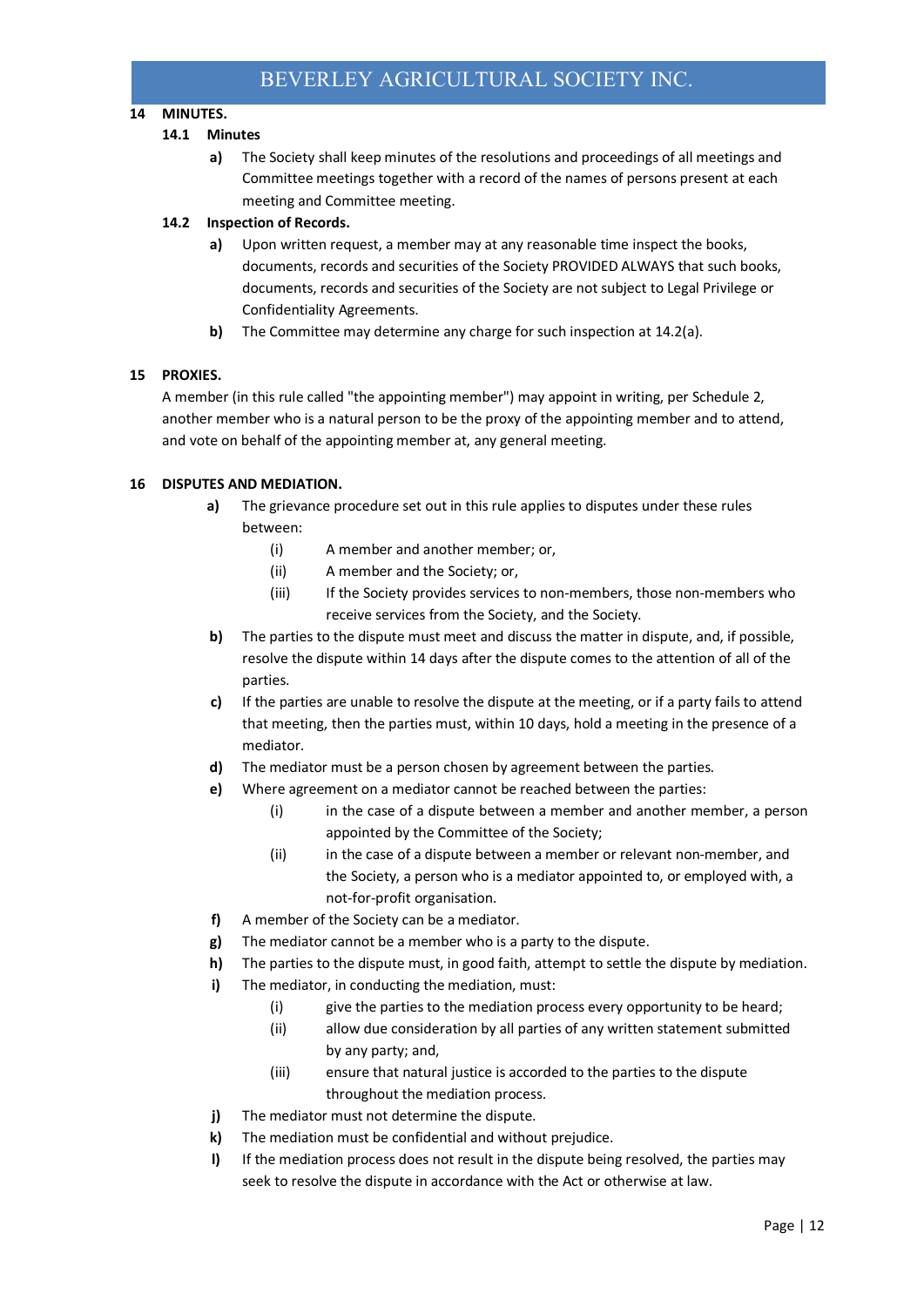## 14 MINUTES.

### 14.1 Minutes

**a)** The Society shall keep minutes of the resolutions and proceedings of all meetings and Committee meetings together with a record of the names of persons present at each meeting and Committee meeting.

### 14.2 Inspection of Records.

**a)** Upon written request, a member may at any reasonable time inspect the books, documents, records and securities of the Society PROVIDED ALWAYS that such books, documents, records and securities of the Society are not subject to Legal Privilege or Confidentiality Agreements.

**b)** The Committee may determine any charge for such inspection at 14.2(a).

## 15 PROXIES.

A member (in this rule called "the appointing member") may appoint in writing, per Schedule 2, another member who is a natural person to be the proxy of the appointing member and to attend, and vote on behalf of the appointing member at, any general meeting.

## 16 DISPUTES AND MEDIATION.

**a)** The grievance procedure set out in this rule applies to disputes under these rules between:

- (i) A member and another member; or,
- (ii) A member and the Society; or,
- (iii) If the Society provides services to non-members, those non-members who receive services from the Society, and the Society.

**b)** The parties to the dispute must meet and discuss the matter in dispute, and, if possible, resolve the dispute within 14 days after the dispute comes to the attention of all of the parties.

**c)** If the parties are unable to resolve the dispute at the meeting, or if a party fails to attend that meeting, then the parties must, within 10 days, hold a meeting in the presence of a mediator.

**d)** The mediator must be a person chosen by agreement between the parties.

**e)** Where agreement on a mediator cannot be reached between the parties:

- (i) in the case of a dispute between a member and another member, a person appointed by the Committee of the Society;
- (ii) in the case of a dispute between a member or relevant non-member, and the Society, a person who is a mediator appointed to, or employed with, a not-for-profit organisation.

**f)** A member of the Society can be a mediator.

**g)** The mediator cannot be a member who is a party to the dispute.

**h)** The parties to the dispute must, in good faith, attempt to settle the dispute by mediation.

**i)** The mediator, in conducting the mediation, must:

- (i) give the parties to the mediation process every opportunity to be heard;
- (ii) allow due consideration by all parties of any written statement submitted by any party; and,
- (iii) ensure that natural justice is accorded to the parties to the dispute throughout the mediation process.

**j)** The mediator must not determine the dispute.

**k)** The mediation must be confidential and without prejudice.

**l)** If the mediation process does not result in the dispute being resolved, the parties may seek to resolve the dispute in accordance with the Act or otherwise at law.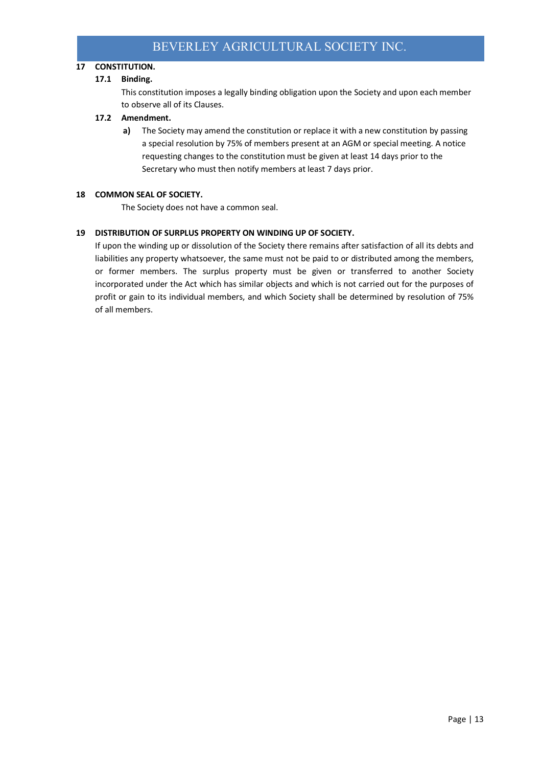## 17 CONSTITUTION.

### 17.1 Binding.

This constitution imposes a legally binding obligation upon the Society and upon each member to observe all of its Clauses.

### 17.2 Amendment.

**a)** The Society may amend the constitution or replace it with a new constitution by passing a special resolution by 75% of members present at an AGM or special meeting. A notice requesting changes to the constitution must be given at least 14 days prior to the Secretary who must then notify members at least 7 days prior.

## 18 COMMON SEAL OF SOCIETY.

The Society does not have a common seal.

## 19 DISTRIBUTION OF SURPLUS PROPERTY ON WINDING UP OF SOCIETY.

If upon the winding up or dissolution of the Society there remains after satisfaction of all its debts and liabilities any property whatsoever, the same must not be paid to or distributed among the members, or former members. The surplus property must be given or transferred to another Society incorporated under the Act which has similar objects and which is not carried out for the purposes of profit or gain to its individual members, and which Society shall be determined by resolution of 75% of all members.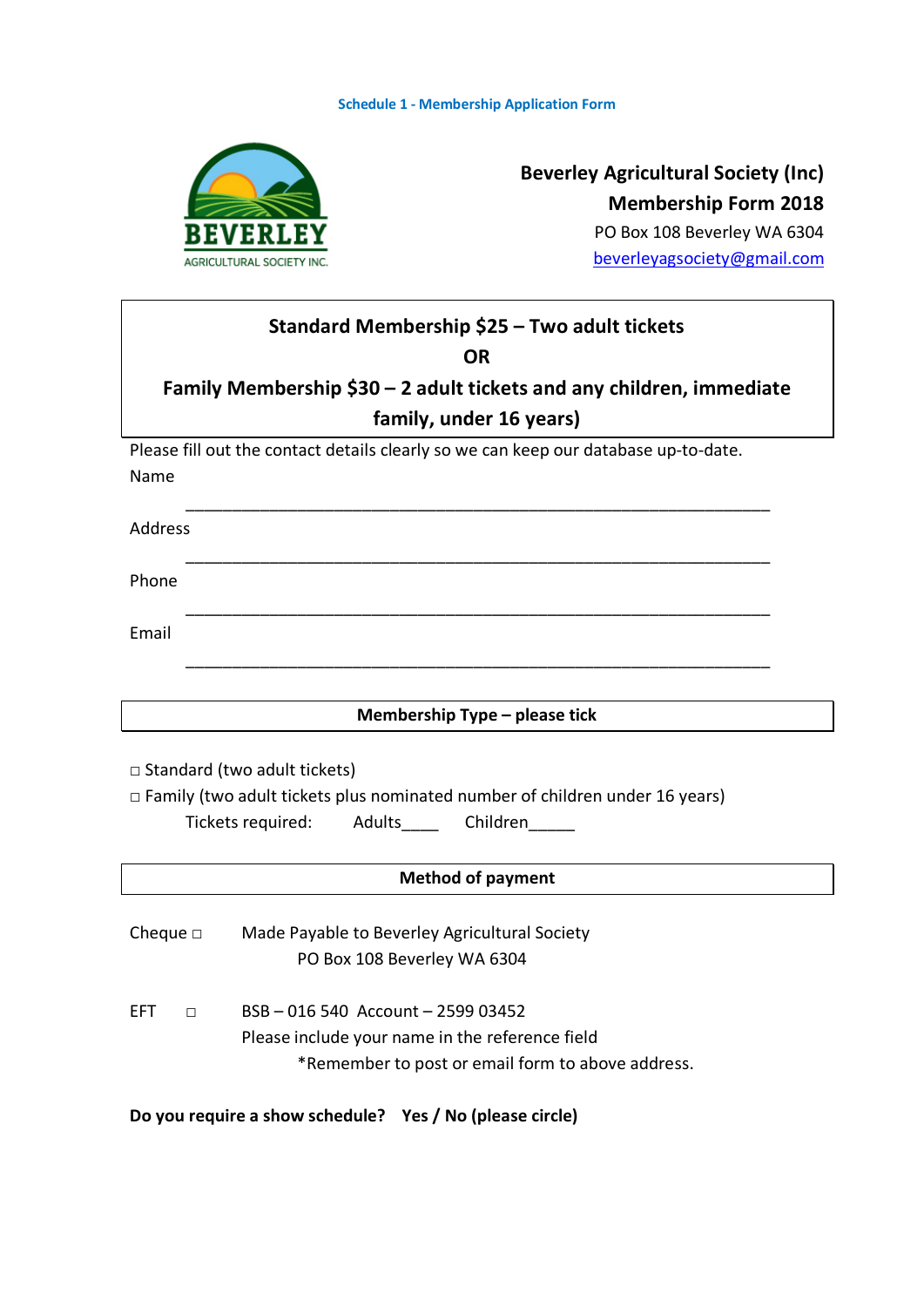**Schedule 1 - Membership Application Form**

**Beverley Agricultural Society (Inc)**
**Membership Form 2018**
PO Box 108 Beverley WA 6304
beverleyagsociety@gmail.com

**Standard Membership $25 – Two adult tickets**
**OR**
**Family Membership $30 – 2 adult tickets and any children, immediate family, under 16 years)**

Please fill out the contact details clearly so we can keep our database up-to-date.

Name ___________________________________________________________________

Address ___________________________________________________________________

Phone ___________________________________________________________________

Email ___________________________________________________________________

**Membership Type – please tick**

□ Standard (two adult tickets)
□ Family (two adult tickets plus nominated number of children under 16 years)
Tickets required: Adults____ Children_____

**Method of payment**

Cheque □ Made Payable to Beverley Agricultural Society
PO Box 108 Beverley WA 6304

EFT □ BSB – 016 540 Account – 2599 03452
Please include your name in the reference field
*Remember to post or email form to above address.

**Do you require a show schedule? Yes / No (please circle)**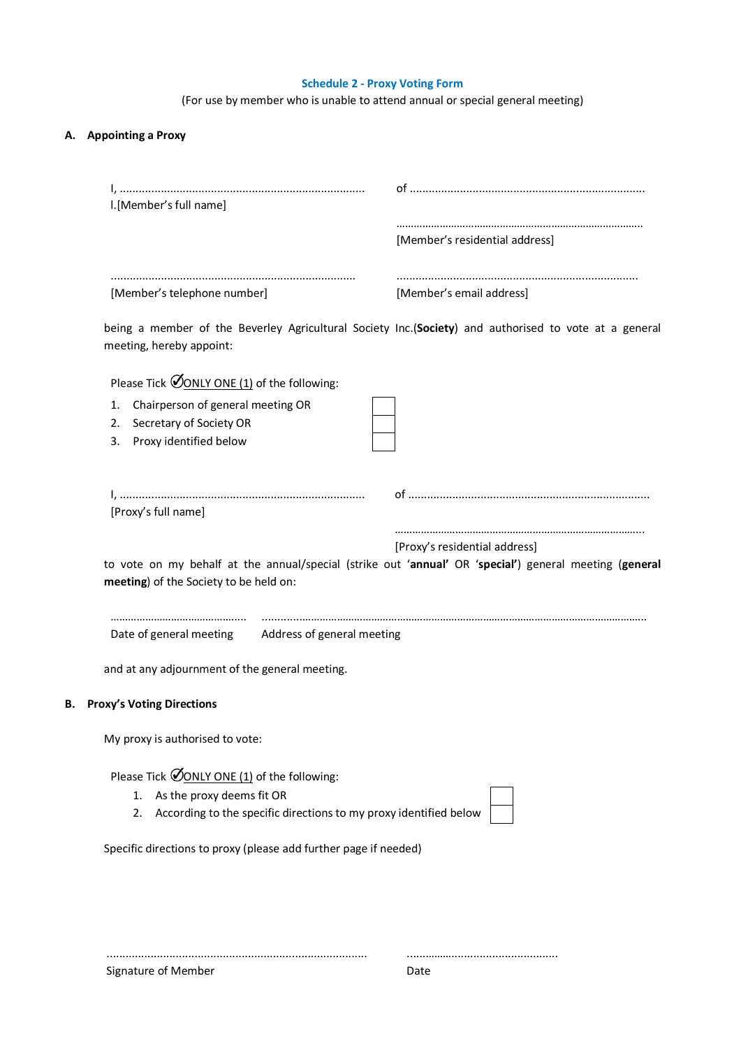## Schedule 2 - Proxy Voting Form

(For use by member who is unable to attend annual or special general meeting)

### A. Appointing a Proxy

I, ............................................................................ of ..........................................................................

I.[Member's full name]

..................................................................................

[Member's residential address]

............................................................................ ............................................................................

[Member's telephone number] [Member's email address]

being a member of the Beverley Agricultural Society Inc.(**Society**) and authorised to vote at a general meeting, hereby appoint:

Please Tick ✓ ONLY ONE (1) of the following:

1. Chairperson of general meeting OR ☐
2. Secretary of Society OR ☐
3. Proxy identified below ☐

I, ............................................................................ of ............................................................................

[Proxy's full name]

..................................................................................

[Proxy's residential address]

to vote on my behalf at the annual/special (strike out '**annual'** OR '**special'**) general meeting (**general meeting**) of the Society to be held on:

............................................ ...................................................................................................................................

Date of general meeting Address of general meeting

and at any adjournment of the general meeting.

### B. Proxy's Voting Directions

My proxy is authorised to vote:

Please Tick ✓ ONLY ONE (1) of the following:

1. As the proxy deems fit OR ☐
2. According to the specific directions to my proxy identified below ☐

Specific directions to proxy (please add further page if needed)

.................................................................................. ................................................

Signature of Member Date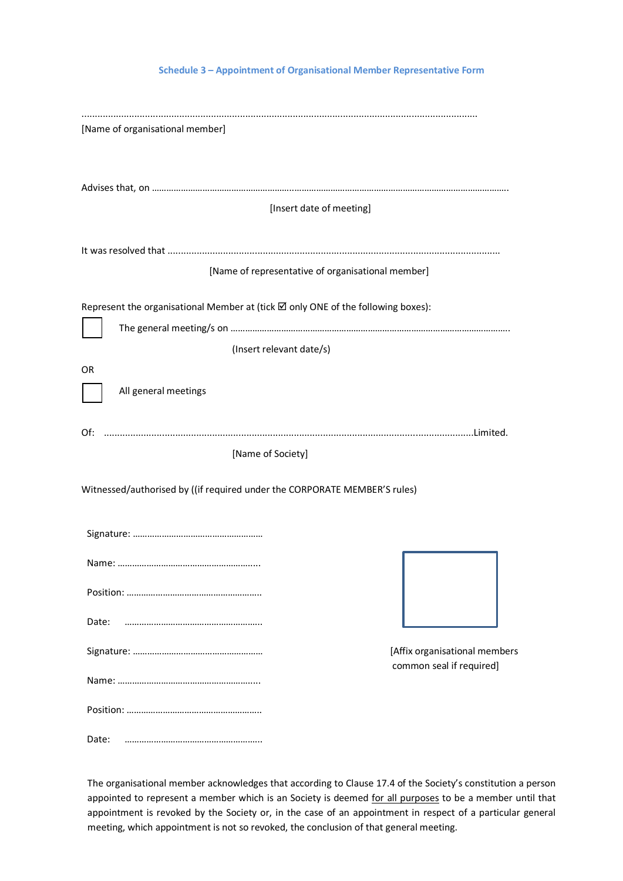## Schedule 3 – Appointment of Organisational Member Representative Form

.......................................................................................................................................................

[Name of organisational member]

Advises that, on ..................................................................................................................................................

[Insert date of meeting]

It was resolved that .........................................................................................................................

[Name of representative of organisational member]

Represent the organisational Member at (tick ☑ only ONE of the following boxes):

☐ The general meeting/s on ......................................................................................................................

(Insert relevant date/s)

OR

☐ All general meetings

Of: ..................................................................................................................................Limited.

[Name of Society]

Witnessed/authorised by ((if required under the CORPORATE MEMBER'S rules)

Signature: ......................................................

Name: ..........................................................

Position: .......................................................

Date: ........................................................

Signature: ......................................................

Name: ..........................................................

Position: .......................................................

Date: ........................................................

[Affix organisational members common seal if required]

The organisational member acknowledges that according to Clause 17.4 of the Society's constitution a person appointed to represent a member which is an Society is deemed for all purposes to be a member until that appointment is revoked by the Society or, in the case of an appointment in respect of a particular general meeting, which appointment is not so revoked, the conclusion of that general meeting.